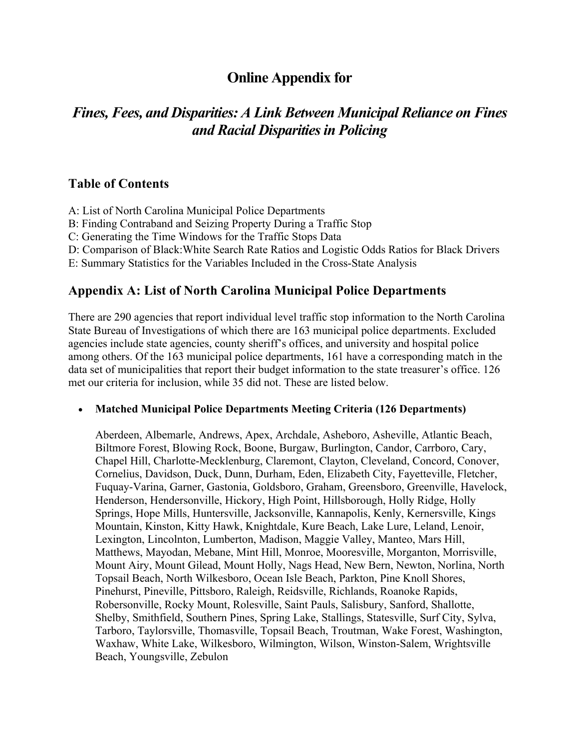# Online Appendix for

## *Fines, Fees, and Disparities: A Link Between Municipal Reliance on Fines and Racial Disparities in Policing*

### Table of Contents

A: List of North Carolina Municipal Police Departments
B: Finding Contraband and Seizing Property During a Traffic Stop
C: Generating the Time Windows for the Traffic Stops Data
D: Comparison of Black:White Search Rate Ratios and Logistic Odds Ratios for Black Drivers
E: Summary Statistics for the Variables Included in the Cross-State Analysis

### Appendix A: List of North Carolina Municipal Police Departments

There are 290 agencies that report individual level traffic stop information to the North Carolina State Bureau of Investigations of which there are 163 municipal police departments. Excluded agencies include state agencies, county sheriff's offices, and university and hospital police among others. Of the 163 municipal police departments, 161 have a corresponding match in the data set of municipalities that report their budget information to the state treasurer's office. 126 met our criteria for inclusion, while 35 did not. These are listed below.

- **Matched Municipal Police Departments Meeting Criteria (126 Departments)**

  Aberdeen, Albemarle, Andrews, Apex, Archdale, Asheboro, Asheville, Atlantic Beach, Biltmore Forest, Blowing Rock, Boone, Burgaw, Burlington, Candor, Carrboro, Cary, Chapel Hill, Charlotte-Mecklenburg, Claremont, Clayton, Cleveland, Concord, Conover, Cornelius, Davidson, Duck, Dunn, Durham, Eden, Elizabeth City, Fayetteville, Fletcher, Fuquay-Varina, Garner, Gastonia, Goldsboro, Graham, Greensboro, Greenville, Havelock, Henderson, Hendersonville, Hickory, High Point, Hillsborough, Holly Ridge, Holly Springs, Hope Mills, Huntersville, Jacksonville, Kannapolis, Kenly, Kernersville, Kings Mountain, Kinston, Kitty Hawk, Knightdale, Kure Beach, Lake Lure, Leland, Lenoir, Lexington, Lincolnton, Lumberton, Madison, Maggie Valley, Manteo, Mars Hill, Matthews, Mayodan, Mebane, Mint Hill, Monroe, Mooresville, Morganton, Morrisville, Mount Airy, Mount Gilead, Mount Holly, Nags Head, New Bern, Newton, Norlina, North Topsail Beach, North Wilkesboro, Ocean Isle Beach, Parkton, Pine Knoll Shores, Pinehurst, Pineville, Pittsboro, Raleigh, Reidsville, Richlands, Roanoke Rapids, Robersonville, Rocky Mount, Rolesville, Saint Pauls, Salisbury, Sanford, Shallotte, Shelby, Smithfield, Southern Pines, Spring Lake, Stallings, Statesville, Surf City, Sylva, Tarboro, Taylorsville, Thomasville, Topsail Beach, Troutman, Wake Forest, Washington, Waxhaw, White Lake, Wilkesboro, Wilmington, Wilson, Winston-Salem, Wrightsville Beach, Youngsville, Zebulon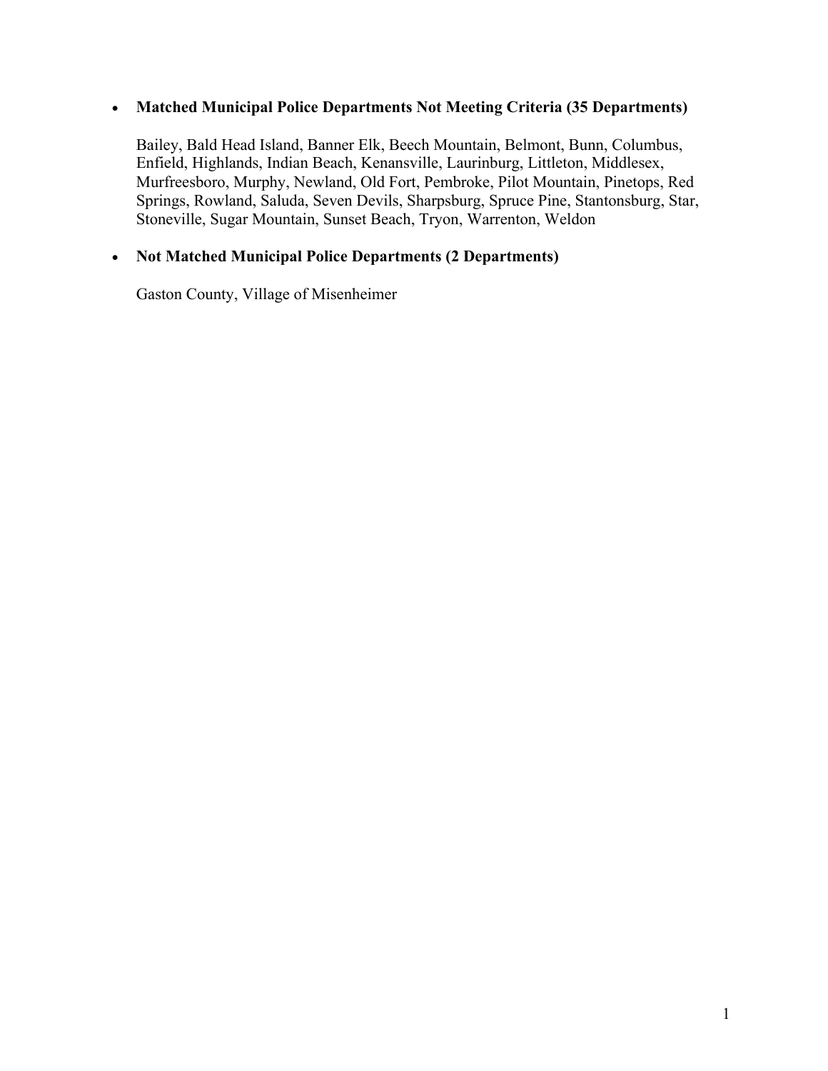- **Matched Municipal Police Departments Not Meeting Criteria (35 Departments)**

  Bailey, Bald Head Island, Banner Elk, Beech Mountain, Belmont, Bunn, Columbus, Enfield, Highlands, Indian Beach, Kenansville, Laurinburg, Littleton, Middlesex, Murfreesboro, Murphy, Newland, Old Fort, Pembroke, Pilot Mountain, Pinetops, Red Springs, Rowland, Saluda, Seven Devils, Sharpsburg, Spruce Pine, Stantonsburg, Star, Stoneville, Sugar Mountain, Sunset Beach, Tryon, Warrenton, Weldon

- **Not Matched Municipal Police Departments (2 Departments)**

  Gaston County, Village of Misenheimer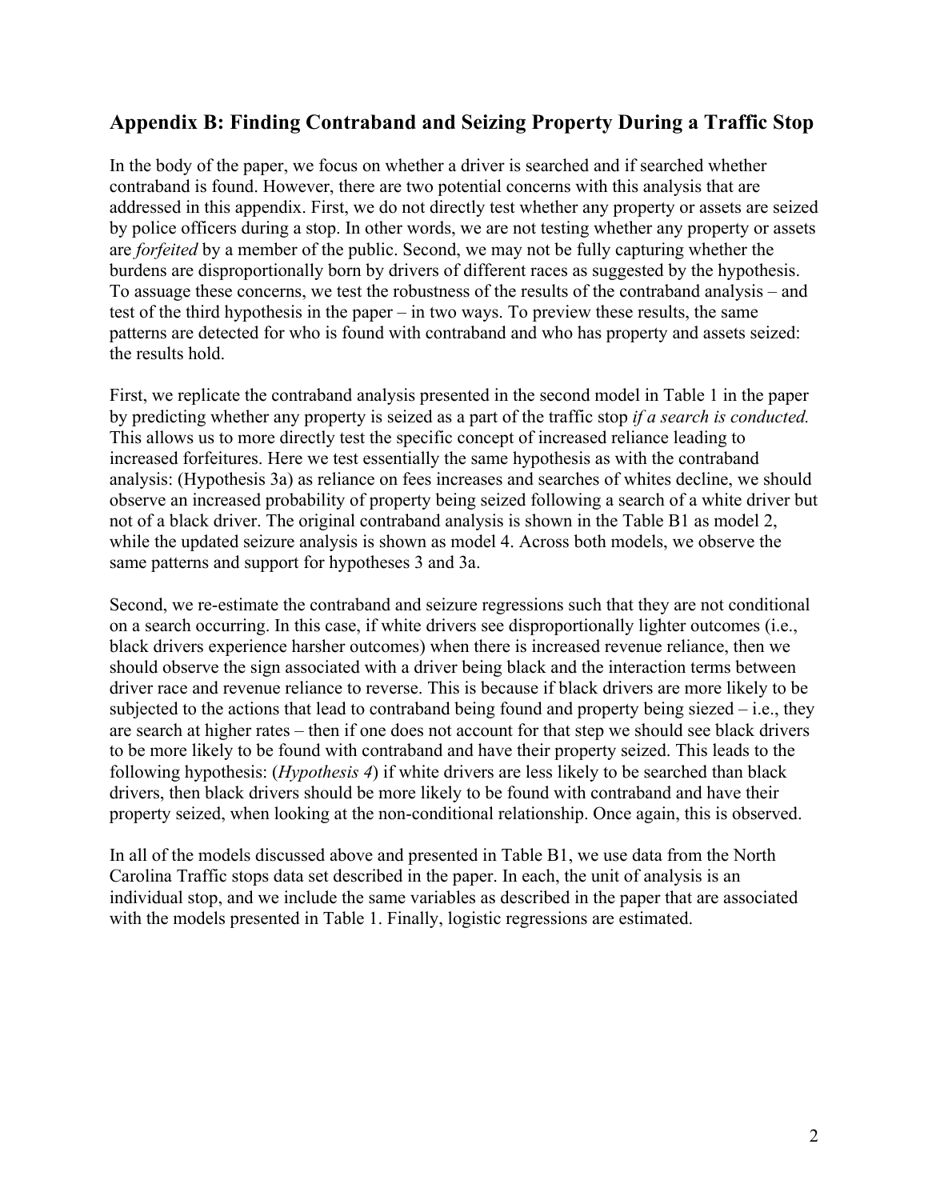## Appendix B: Finding Contraband and Seizing Property During a Traffic Stop

In the body of the paper, we focus on whether a driver is searched and if searched whether contraband is found. However, there are two potential concerns with this analysis that are addressed in this appendix. First, we do not directly test whether any property or assets are seized by police officers during a stop. In other words, we are not testing whether any property or assets are *forfeited* by a member of the public. Second, we may not be fully capturing whether the burdens are disproportionally born by drivers of different races as suggested by the hypothesis. To assuage these concerns, we test the robustness of the results of the contraband analysis – and test of the third hypothesis in the paper – in two ways. To preview these results, the same patterns are detected for who is found with contraband and who has property and assets seized: the results hold.

First, we replicate the contraband analysis presented in the second model in Table 1 in the paper by predicting whether any property is seized as a part of the traffic stop *if a search is conducted.* This allows us to more directly test the specific concept of increased reliance leading to increased forfeitures. Here we test essentially the same hypothesis as with the contraband analysis: (Hypothesis 3a) as reliance on fees increases and searches of whites decline, we should observe an increased probability of property being seized following a search of a white driver but not of a black driver. The original contraband analysis is shown in the Table B1 as model 2, while the updated seizure analysis is shown as model 4. Across both models, we observe the same patterns and support for hypotheses 3 and 3a.

Second, we re-estimate the contraband and seizure regressions such that they are not conditional on a search occurring. In this case, if white drivers see disproportionally lighter outcomes (i.e., black drivers experience harsher outcomes) when there is increased revenue reliance, then we should observe the sign associated with a driver being black and the interaction terms between driver race and revenue reliance to reverse. This is because if black drivers are more likely to be subjected to the actions that lead to contraband being found and property being siezed – i.e., they are search at higher rates – then if one does not account for that step we should see black drivers to be more likely to be found with contraband and have their property seized. This leads to the following hypothesis: (*Hypothesis 4*) if white drivers are less likely to be searched than black drivers, then black drivers should be more likely to be found with contraband and have their property seized, when looking at the non-conditional relationship. Once again, this is observed.

In all of the models discussed above and presented in Table B1, we use data from the North Carolina Traffic stops data set described in the paper. In each, the unit of analysis is an individual stop, and we include the same variables as described in the paper that are associated with the models presented in Table 1. Finally, logistic regressions are estimated.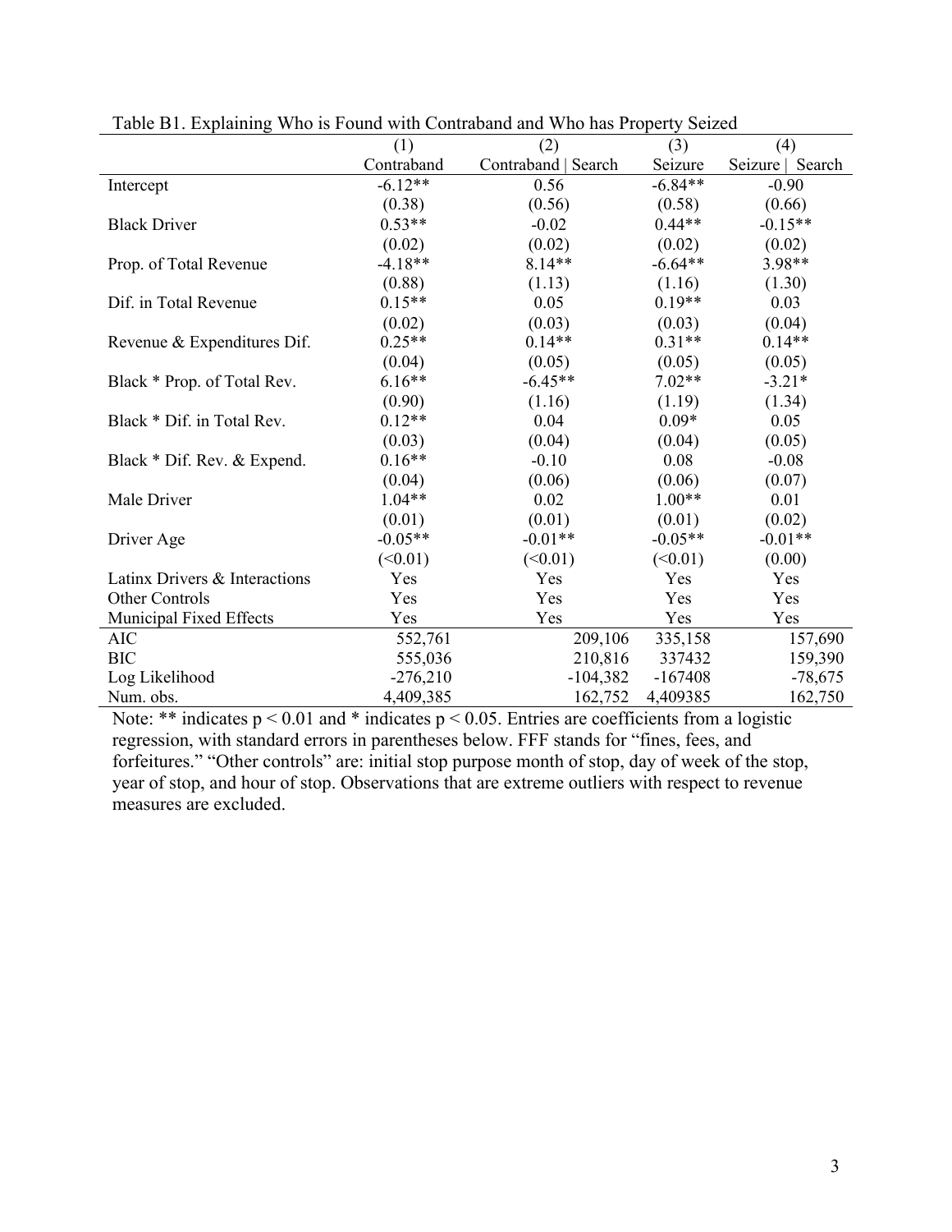Table B1. Explaining Who is Found with Contraband and Who has Property Seized

| | (1) | (2) | (3) | (4) |
|---|---|---|---|---|
| | Contraband | Contraband \| Search | Seizure | Seizure \| Search |
| Intercept | -6.12** | 0.56 | -6.84** | -0.90 |
| | (0.38) | (0.56) | (0.58) | (0.66) |
| Black Driver | 0.53** | -0.02 | 0.44** | -0.15** |
| | (0.02) | (0.02) | (0.02) | (0.02) |
| Prop. of Total Revenue | -4.18** | 8.14** | -6.64** | 3.98** |
| | (0.88) | (1.13) | (1.16) | (1.30) |
| Dif. in Total Revenue | 0.15** | 0.05 | 0.19** | 0.03 |
| | (0.02) | (0.03) | (0.03) | (0.04) |
| Revenue & Expenditures Dif. | 0.25** | 0.14** | 0.31** | 0.14** |
| | (0.04) | (0.05) | (0.05) | (0.05) |
| Black * Prop. of Total Rev. | 6.16** | -6.45** | 7.02** | -3.21* |
| | (0.90) | (1.16) | (1.19) | (1.34) |
| Black * Dif. in Total Rev. | 0.12** | 0.04 | 0.09* | 0.05 |
| | (0.03) | (0.04) | (0.04) | (0.05) |
| Black * Dif. Rev. & Expend. | 0.16** | -0.10 | 0.08 | -0.08 |
| | (0.04) | (0.06) | (0.06) | (0.07) |
| Male Driver | 1.04** | 0.02 | 1.00** | 0.01 |
| | (0.01) | (0.01) | (0.01) | (0.02) |
| Driver Age | -0.05** | -0.01** | -0.05** | -0.01** |
| | (<0.01) | (<0.01) | (<0.01) | (0.00) |
| Latinx Drivers & Interactions | Yes | Yes | Yes | Yes |
| Other Controls | Yes | Yes | Yes | Yes |
| Municipal Fixed Effects | Yes | Yes | Yes | Yes |
| AIC | 552,761 | 209,106 | 335,158 | 157,690 |
| BIC | 555,036 | 210,816 | 337432 | 159,390 |
| Log Likelihood | -276,210 | -104,382 | -167408 | -78,675 |
| Num. obs. | 4,409,385 | 162,752 | 4,409385 | 162,750 |

Note: ** indicates $p < 0.01$ and * indicates $p < 0.05$. Entries are coefficients from a logistic regression, with standard errors in parentheses below. FFF stands for "fines, fees, and forfeitures." "Other controls" are: initial stop purpose month of stop, day of week of the stop, year of stop, and hour of stop. Observations that are extreme outliers with respect to revenue measures are excluded.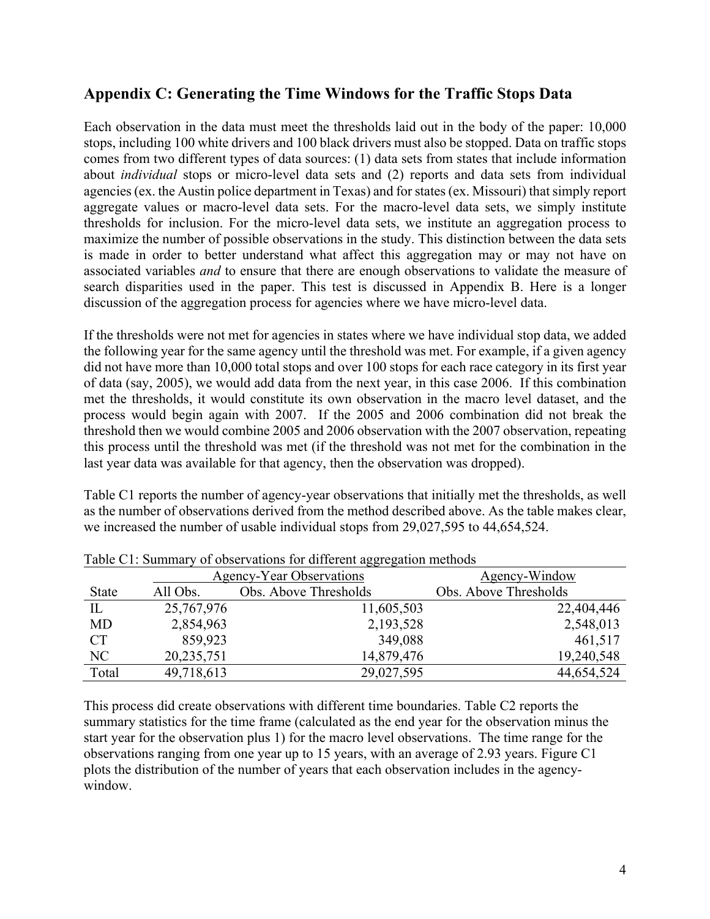## Appendix C: Generating the Time Windows for the Traffic Stops Data

Each observation in the data must meet the thresholds laid out in the body of the paper: 10,000 stops, including 100 white drivers and 100 black drivers must also be stopped. Data on traffic stops comes from two different types of data sources: (1) data sets from states that include information about *individual* stops or micro-level data sets and (2) reports and data sets from individual agencies (ex. the Austin police department in Texas) and for states (ex. Missouri) that simply report aggregate values or macro-level data sets. For the macro-level data sets, we simply institute thresholds for inclusion. For the micro-level data sets, we institute an aggregation process to maximize the number of possible observations in the study. This distinction between the data sets is made in order to better understand what affect this aggregation may or may not have on associated variables *and* to ensure that there are enough observations to validate the measure of search disparities used in the paper. This test is discussed in Appendix B. Here is a longer discussion of the aggregation process for agencies where we have micro-level data.

If the thresholds were not met for agencies in states where we have individual stop data, we added the following year for the same agency until the threshold was met. For example, if a given agency did not have more than 10,000 total stops and over 100 stops for each race category in its first year of data (say, 2005), we would add data from the next year, in this case 2006. If this combination met the thresholds, it would constitute its own observation in the macro level dataset, and the process would begin again with 2007. If the 2005 and 2006 combination did not break the threshold then we would combine 2005 and 2006 observation with the 2007 observation, repeating this process until the threshold was met (if the threshold was not met for the combination in the last year data was available for that agency, then the observation was dropped).

Table C1 reports the number of agency-year observations that initially met the thresholds, as well as the number of observations derived from the method described above. As the table makes clear, we increased the number of usable individual stops from 29,027,595 to 44,654,524.

Table C1: Summary of observations for different aggregation methods

| | Agency-Year Observations | | Agency-Window |
|---|---|---|---|
| State | All Obs. | Obs. Above Thresholds | Obs. Above Thresholds |
| IL | 25,767,976 | 11,605,503 | 22,404,446 |
| MD | 2,854,963 | 2,193,528 | 2,548,013 |
| CT | 859,923 | 349,088 | 461,517 |
| NC | 20,235,751 | 14,879,476 | 19,240,548 |
| Total | 49,718,613 | 29,027,595 | 44,654,524 |

This process did create observations with different time boundaries. Table C2 reports the summary statistics for the time frame (calculated as the end year for the observation minus the start year for the observation plus 1) for the macro level observations. The time range for the observations ranging from one year up to 15 years, with an average of 2.93 years. Figure C1 plots the distribution of the number of years that each observation includes in the agency-window.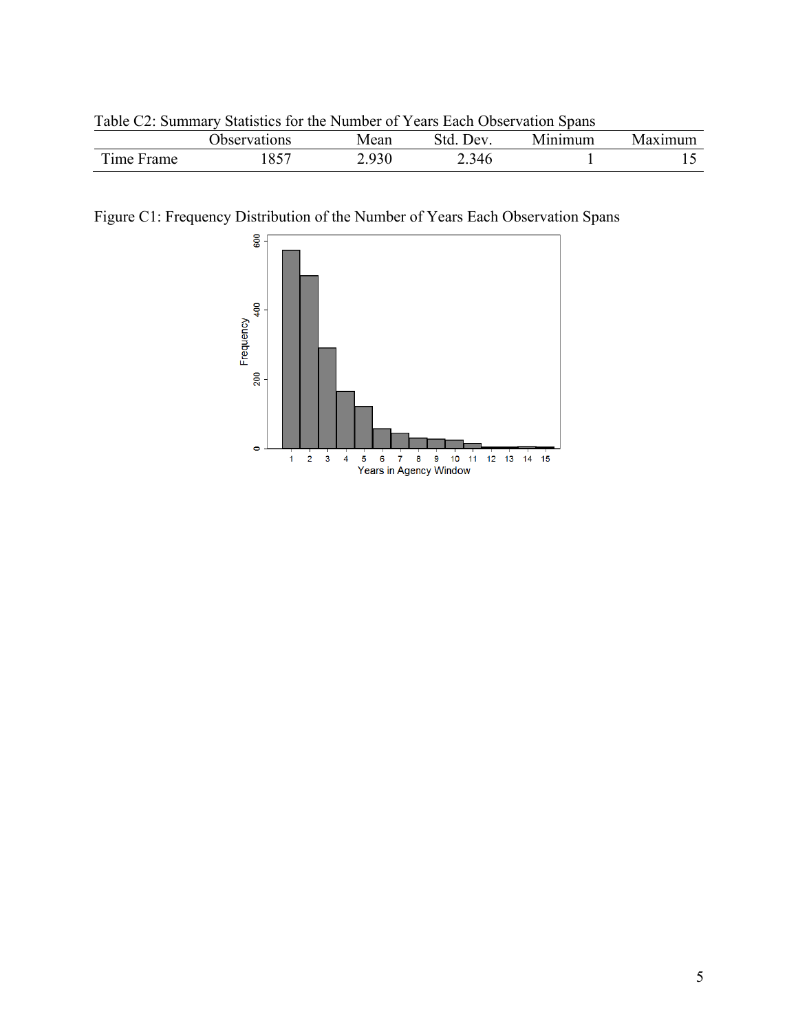Table C2: Summary Statistics for the Number of Years Each Observation Spans

| | Observations | Mean | Std. Dev. | Minimum | Maximum |
|---|---|---|---|---|---|
| Time Frame | 1857 | 2.930 | 2.346 | 1 | 15 |

Figure C1: Frequency Distribution of the Number of Years Each Observation Spans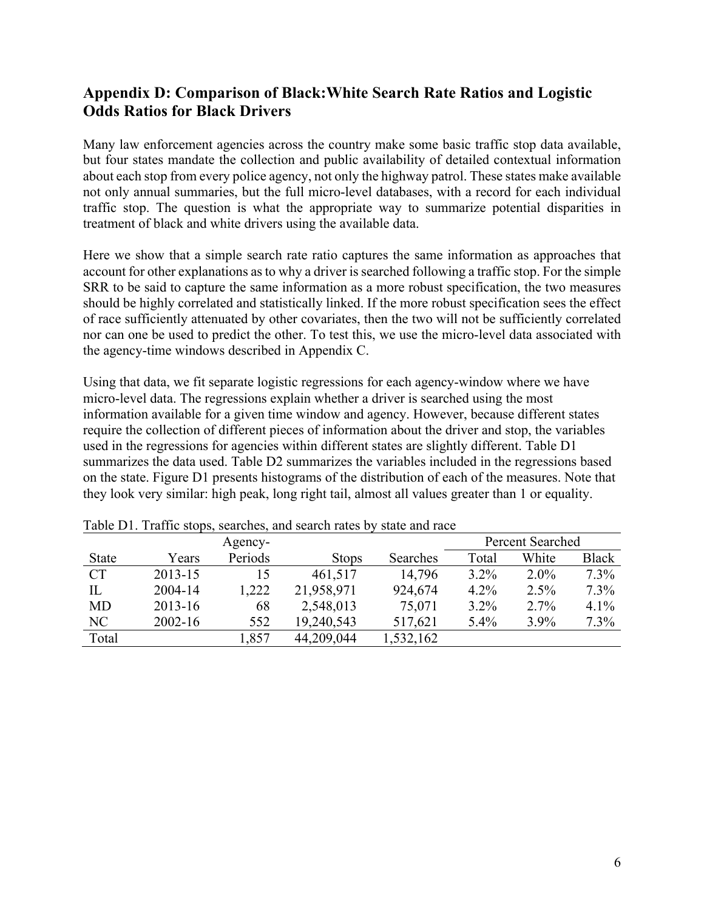## Appendix D: Comparison of Black:White Search Rate Ratios and Logistic Odds Ratios for Black Drivers

Many law enforcement agencies across the country make some basic traffic stop data available, but four states mandate the collection and public availability of detailed contextual information about each stop from every police agency, not only the highway patrol. These states make available not only annual summaries, but the full micro-level databases, with a record for each individual traffic stop. The question is what the appropriate way to summarize potential disparities in treatment of black and white drivers using the available data.

Here we show that a simple search rate ratio captures the same information as approaches that account for other explanations as to why a driver is searched following a traffic stop. For the simple SRR to be said to capture the same information as a more robust specification, the two measures should be highly correlated and statistically linked. If the more robust specification sees the effect of race sufficiently attenuated by other covariates, then the two will not be sufficiently correlated nor can one be used to predict the other. To test this, we use the micro-level data associated with the agency-time windows described in Appendix C.

Using that data, we fit separate logistic regressions for each agency-window where we have micro-level data. The regressions explain whether a driver is searched using the most information available for a given time window and agency. However, because different states require the collection of different pieces of information about the driver and stop, the variables used in the regressions for agencies within different states are slightly different. Table D1 summarizes the data used. Table D2 summarizes the variables included in the regressions based on the state. Figure D1 presents histograms of the distribution of each of the measures. Note that they look very similar: high peak, long right tail, almost all values greater than 1 or equality.

Table D1. Traffic stops, searches, and search rates by state and race

| | | Agency- | | | Percent Searched | | |
|---|---|---|---|---|---|---|---|
| State | Years | Periods | Stops | Searches | Total | White | Black |
| CT | 2013-15 | 15 | 461,517 | 14,796 | 3.2% | 2.0% | 7.3% |
| IL | 2004-14 | 1,222 | 21,958,971 | 924,674 | 4.2% | 2.5% | 7.3% |
| MD | 2013-16 | 68 | 2,548,013 | 75,071 | 3.2% | 2.7% | 4.1% |
| NC | 2002-16 | 552 | 19,240,543 | 517,621 | 5.4% | 3.9% | 7.3% |
| Total | | 1,857 | 44,209,044 | 1,532,162 | | | |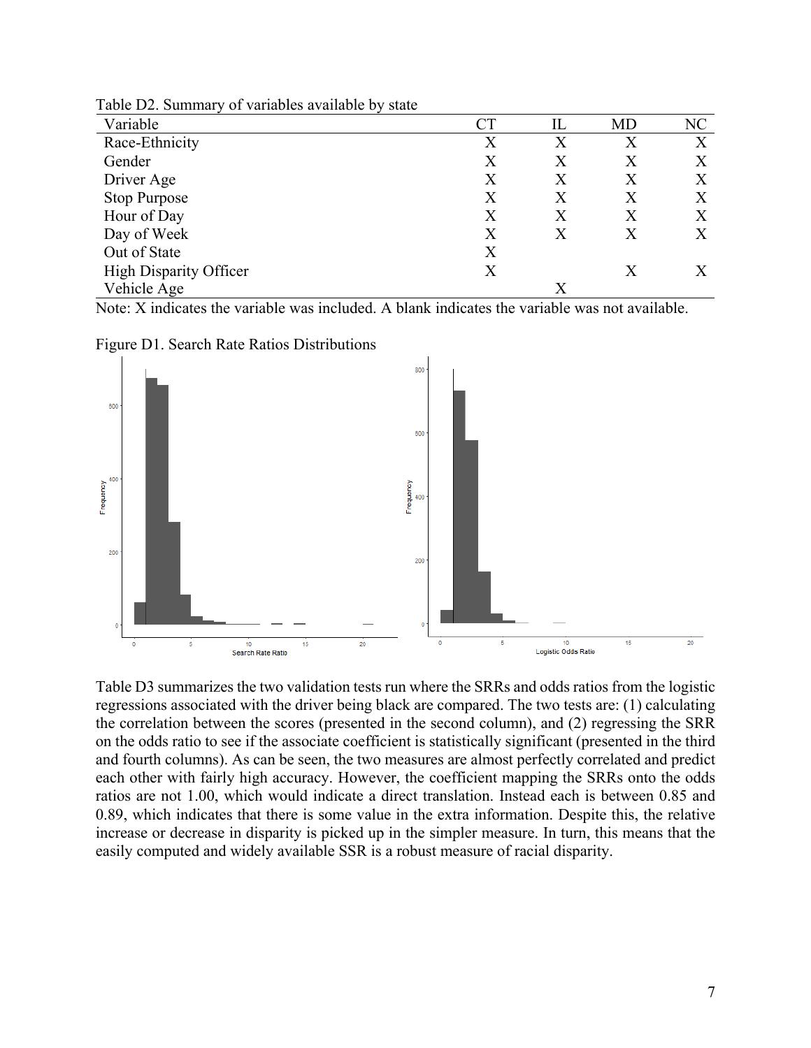Table D2. Summary of variables available by state

| Variable | CT | IL | MD | NC |
|---|---|---|---|---|
| Race-Ethnicity | X | X | X | X |
| Gender | X | X | X | X |
| Driver Age | X | X | X | X |
| Stop Purpose | X | X | X | X |
| Hour of Day | X | X | X | X |
| Day of Week | X | X | X | X |
| Out of State | X | | | |
| High Disparity Officer | X | | X | X |
| Vehicle Age | | X | | |

Note: X indicates the variable was included. A blank indicates the variable was not available.

Figure D1. Search Rate Ratios Distributions

Table D3 summarizes the two validation tests run where the SRRs and odds ratios from the logistic regressions associated with the driver being black are compared. The two tests are: (1) calculating the correlation between the scores (presented in the second column), and (2) regressing the SRR on the odds ratio to see if the associate coefficient is statistically significant (presented in the third and fourth columns). As can be seen, the two measures are almost perfectly correlated and predict each other with fairly high accuracy. However, the coefficient mapping the SRRs onto the odds ratios are not 1.00, which would indicate a direct translation. Instead each is between 0.85 and 0.89, which indicates that there is some value in the extra information. Despite this, the relative increase or decrease in disparity is picked up in the simpler measure. In turn, this means that the easily computed and widely available SSR is a robust measure of racial disparity.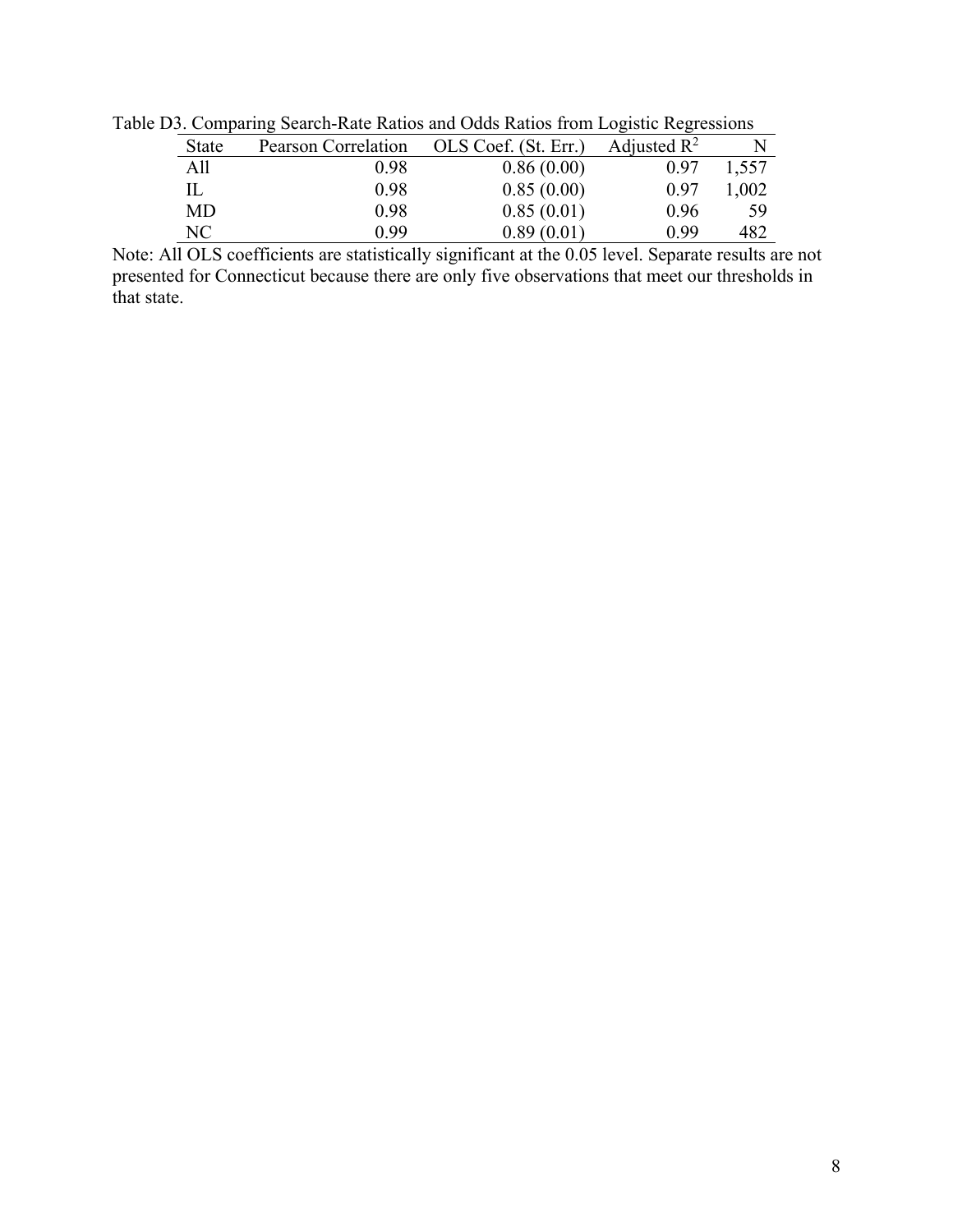Table D3. Comparing Search-Rate Ratios and Odds Ratios from Logistic Regressions

| State | Pearson Correlation | OLS Coef. (St. Err.) | Adjusted $R^2$ | N |
|---|---|---|---|---|
| All | 0.98 | 0.86 (0.00) | 0.97 | 1,557 |
| IL | 0.98 | 0.85 (0.00) | 0.97 | 1,002 |
| MD | 0.98 | 0.85 (0.01) | 0.96 | 59 |
| NC | 0.99 | 0.89 (0.01) | 0.99 | 482 |

Note: All OLS coefficients are statistically significant at the 0.05 level. Separate results are not presented for Connecticut because there are only five observations that meet our thresholds in that state.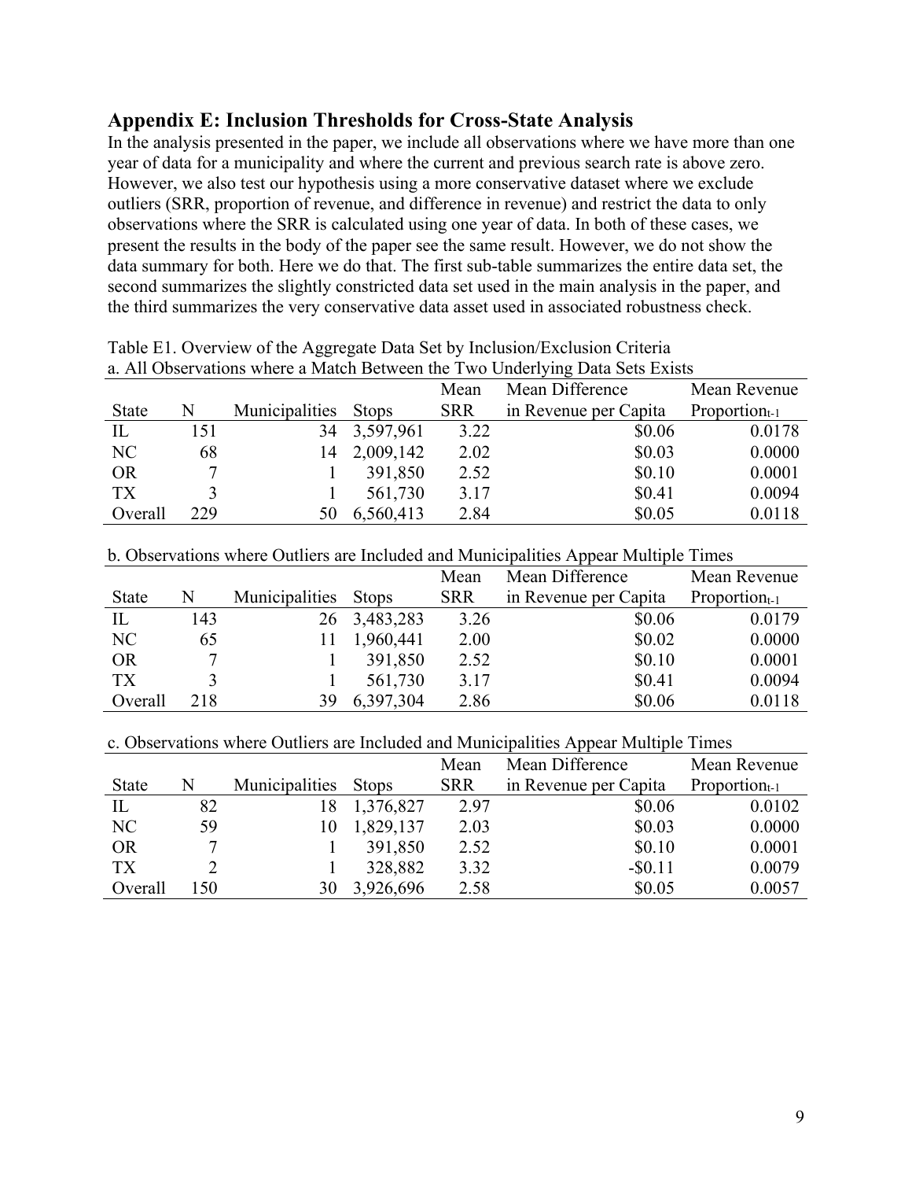## Appendix E: Inclusion Thresholds for Cross-State Analysis

In the analysis presented in the paper, we include all observations where we have more than one year of data for a municipality and where the current and previous search rate is above zero. However, we also test our hypothesis using a more conservative dataset where we exclude outliers (SRR, proportion of revenue, and difference in revenue) and restrict the data to only observations where the SRR is calculated using one year of data. In both of these cases, we present the results in the body of the paper see the same result. However, we do not show the data summary for both. Here we do that. The first sub-table summarizes the entire data set, the second summarizes the slightly constricted data set used in the main analysis in the paper, and the third summarizes the very conservative data asset used in associated robustness check.

Table E1. Overview of the Aggregate Data Set by Inclusion/Exclusion Criteria

a. All Observations where a Match Between the Two Underlying Data Sets Exists

| State | N | Municipalities | Stops | Mean SRR | Mean Difference in Revenue per Capita | Mean Revenue $\text{Proportion}_{t-1}$ |
|---|---|---|---|---|---|---|
| IL | 151 | 34 | 3,597,961 | 3.22 | $0.06 | 0.0178 |
| NC | 68 | 14 | 2,009,142 | 2.02 | $0.03 | 0.0000 |
| OR | 7 | 1 | 391,850 | 2.52 | $0.10 | 0.0001 |
| TX | 3 | 1 | 561,730 | 3.17 | $0.41 | 0.0094 |
| Overall | 229 | 50 | 6,560,413 | 2.84 | $0.05 | 0.0118 |

b. Observations where Outliers are Included and Municipalities Appear Multiple Times

| State | N | Municipalities | Stops | Mean SRR | Mean Difference in Revenue per Capita | Mean Revenue $\text{Proportion}_{t-1}$ |
|---|---|---|---|---|---|---|
| IL | 143 | 26 | 3,483,283 | 3.26 | $0.06 | 0.0179 |
| NC | 65 | 11 | 1,960,441 | 2.00 | $0.02 | 0.0000 |
| OR | 7 | 1 | 391,850 | 2.52 | $0.10 | 0.0001 |
| TX | 3 | 1 | 561,730 | 3.17 | $0.41 | 0.0094 |
| Overall | 218 | 39 | 6,397,304 | 2.86 | $0.06 | 0.0118 |

c. Observations where Outliers are Included and Municipalities Appear Multiple Times

| State | N | Municipalities | Stops | Mean SRR | Mean Difference in Revenue per Capita | Mean Revenue $\text{Proportion}_{t-1}$ |
|---|---|---|---|---|---|---|
| IL | 82 | 18 | 1,376,827 | 2.97 | $0.06 | 0.0102 |
| NC | 59 | 10 | 1,829,137 | 2.03 | $0.03 | 0.0000 |
| OR | 7 | 1 | 391,850 | 2.52 | $0.10 | 0.0001 |
| TX | 2 | 1 | 328,882 | 3.32 | -$0.11 | 0.0079 |
| Overall | 150 | 30 | 3,926,696 | 2.58 | $0.05 | 0.0057 |